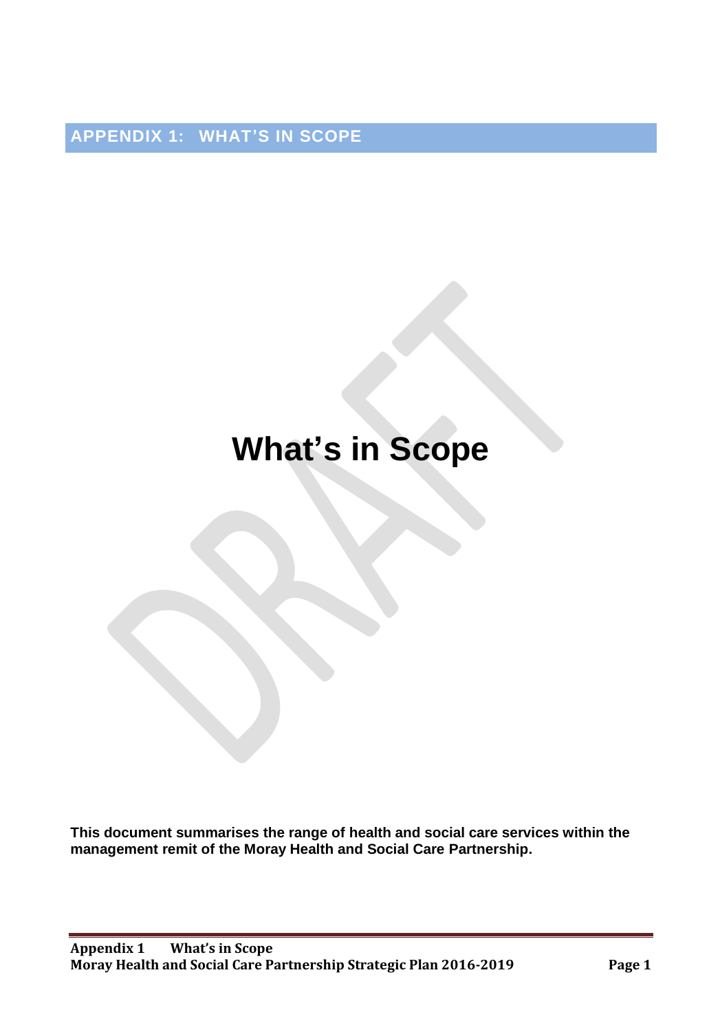# APPENDIX 1: WHAT'S IN SCOPE

# What's in Scope

**This document summarises the range of health and social care services within the management remit of the Moray Health and Social Care Partnership.**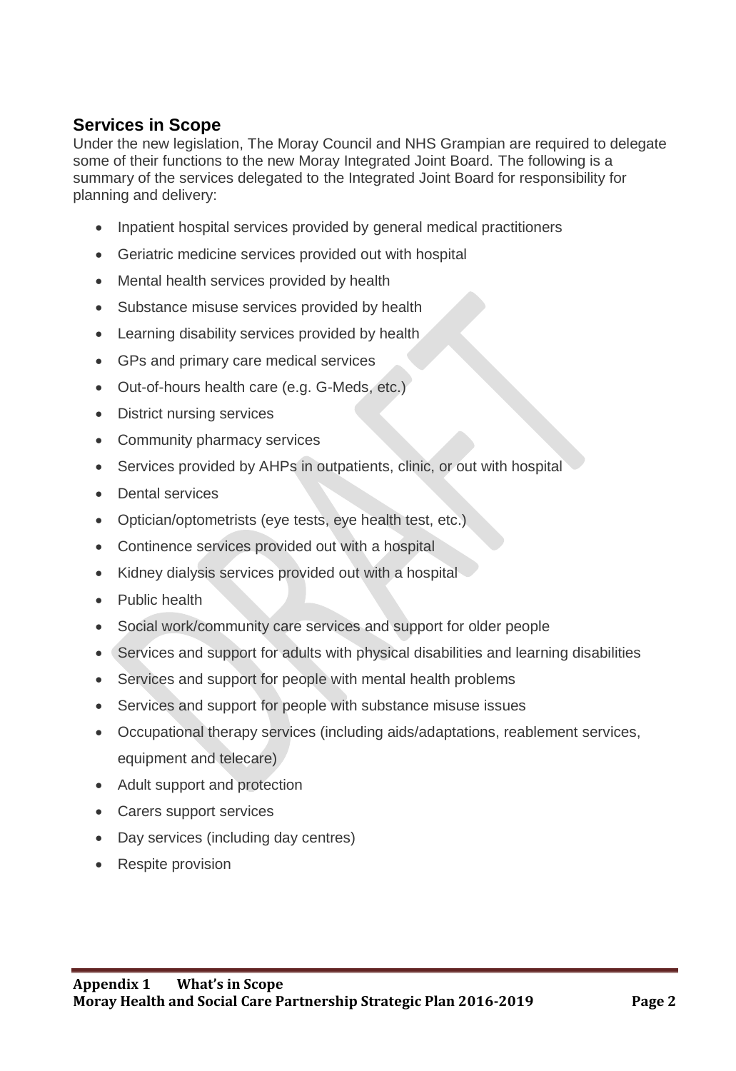## Services in Scope

Under the new legislation, The Moray Council and NHS Grampian are required to delegate some of their functions to the new Moray Integrated Joint Board. The following is a summary of the services delegated to the Integrated Joint Board for responsibility for planning and delivery:

- Inpatient hospital services provided by general medical practitioners
- Geriatric medicine services provided out with hospital
- Mental health services provided by health
- Substance misuse services provided by health
- Learning disability services provided by health
- GPs and primary care medical services
- Out-of-hours health care (e.g. G-Meds, etc.)
- District nursing services
- Community pharmacy services
- Services provided by AHPs in outpatients, clinic, or out with hospital
- Dental services
- Optician/optometrists (eye tests, eye health test, etc.)
- Continence services provided out with a hospital
- Kidney dialysis services provided out with a hospital
- Public health
- Social work/community care services and support for older people
- Services and support for adults with physical disabilities and learning disabilities
- Services and support for people with mental health problems
- Services and support for people with substance misuse issues
- Occupational therapy services (including aids/adaptations, reablement services, equipment and telecare)
- Adult support and protection
- Carers support services
- Day services (including day centres)
- Respite provision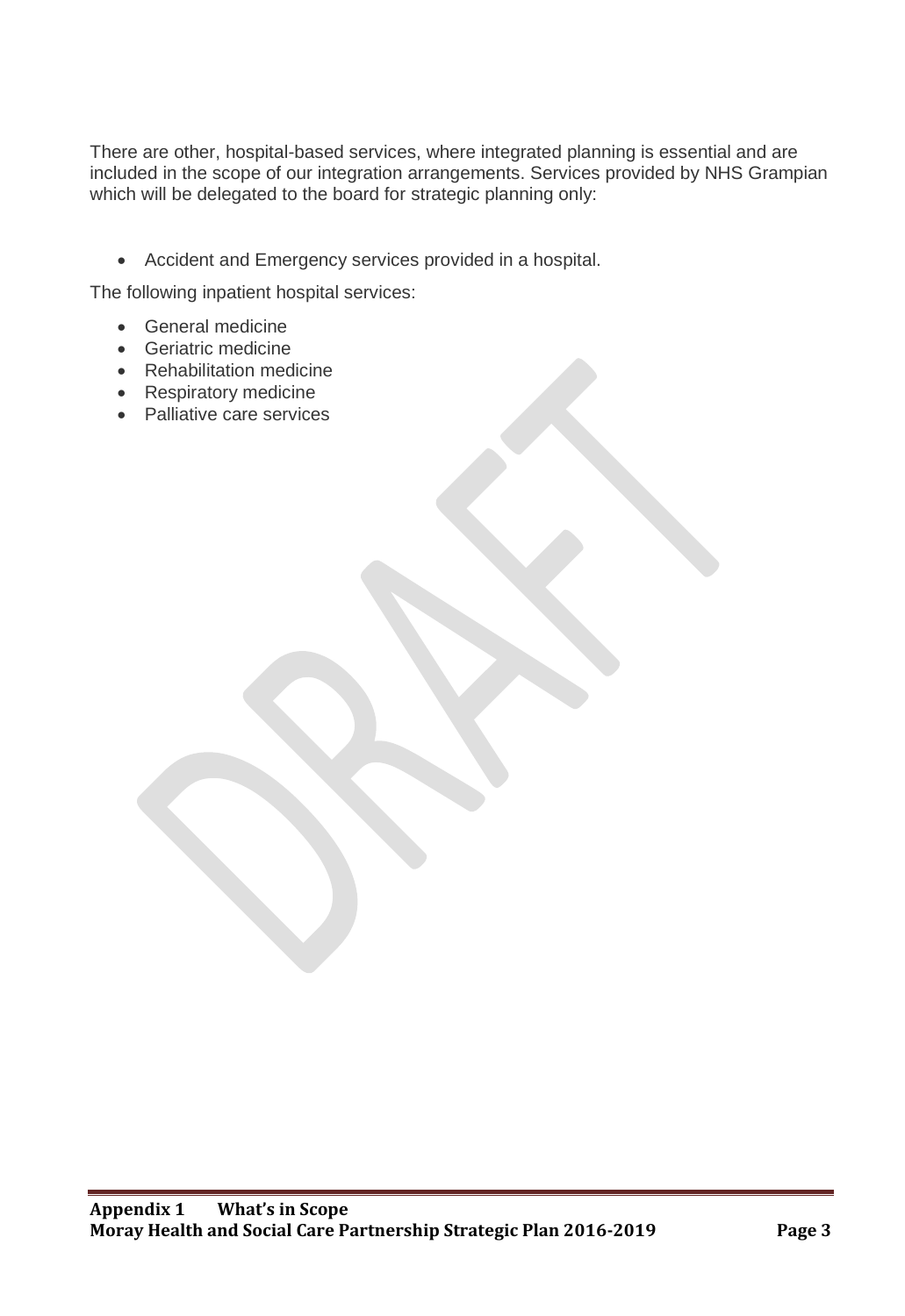There are other, hospital-based services, where integrated planning is essential and are included in the scope of our integration arrangements. Services provided by NHS Grampian which will be delegated to the board for strategic planning only:

- Accident and Emergency services provided in a hospital.

The following inpatient hospital services:

- General medicine
- Geriatric medicine
- Rehabilitation medicine
- Respiratory medicine
- Palliative care services